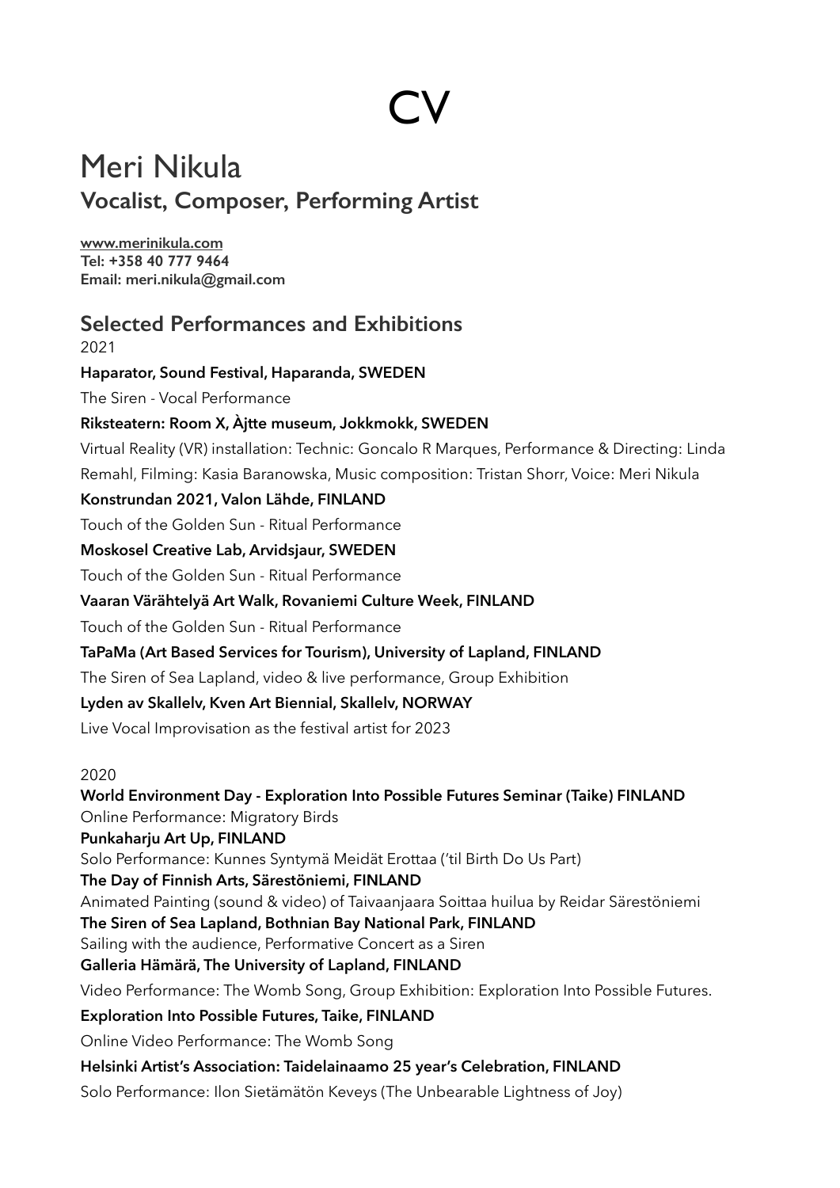# CV

# Meri Nikula

## Vocalist, Composer, Performing Artist

**[www.merinikula.com](http://www.merinikula.com)**
**Tel: +358 40 777 9464**
**Email: meri.nikula@gmail.com**

## Selected Performances and Exhibitions

2021

**Haparator, Sound Festival, Haparanda, SWEDEN**

The Siren - Vocal Performance

**Riksteatern: Room X, Àjtte museum, Jokkmokk, SWEDEN**

Virtual Reality (VR) installation: Technic: Goncalo R Marques, Performance & Directing: Linda Remahl, Filming: Kasia Baranowska, Music composition: Tristan Shorr, Voice: Meri Nikula

**Konstrundan 2021, Valon Lähde, FINLAND**

Touch of the Golden Sun - Ritual Performance

**Moskosel Creative Lab, Arvidsjaur, SWEDEN**

Touch of the Golden Sun - Ritual Performance

**Vaaran Värähtelyä Art Walk, Rovaniemi Culture Week, FINLAND**

Touch of the Golden Sun - Ritual Performance

**TaPaMa (Art Based Services for Tourism), University of Lapland, FINLAND**

The Siren of Sea Lapland, video & live performance, Group Exhibition

**Lyden av Skallelv, Kven Art Biennial, Skallelv, NORWAY**

Live Vocal Improvisation as the festival artist for 2023

2020

**World Environment Day - Exploration Into Possible Futures Seminar (Taike) FINLAND**

Online Performance: Migratory Birds

**Punkaharju Art Up, FINLAND**

Solo Performance: Kunnes Syntymä Meidät Erottaa ('til Birth Do Us Part)

**The Day of Finnish Arts, Särestöniemi, FINLAND**

Animated Painting (sound & video) of Taivaanjaara Soittaa huilua by Reidar Särestöniemi

**The Siren of Sea Lapland, Bothnian Bay National Park, FINLAND**

Sailing with the audience, Performative Concert as a Siren

**Galleria Hämärä, The University of Lapland, FINLAND**

Video Performance: The Womb Song, Group Exhibition: Exploration Into Possible Futures.

**Exploration Into Possible Futures, Taike, FINLAND**

Online Video Performance: The Womb Song

**Helsinki Artist's Association: Taidelainaamo 25 year's Celebration, FINLAND**

Solo Performance: Ilon Sietämätön Keveys (The Unbearable Lightness of Joy)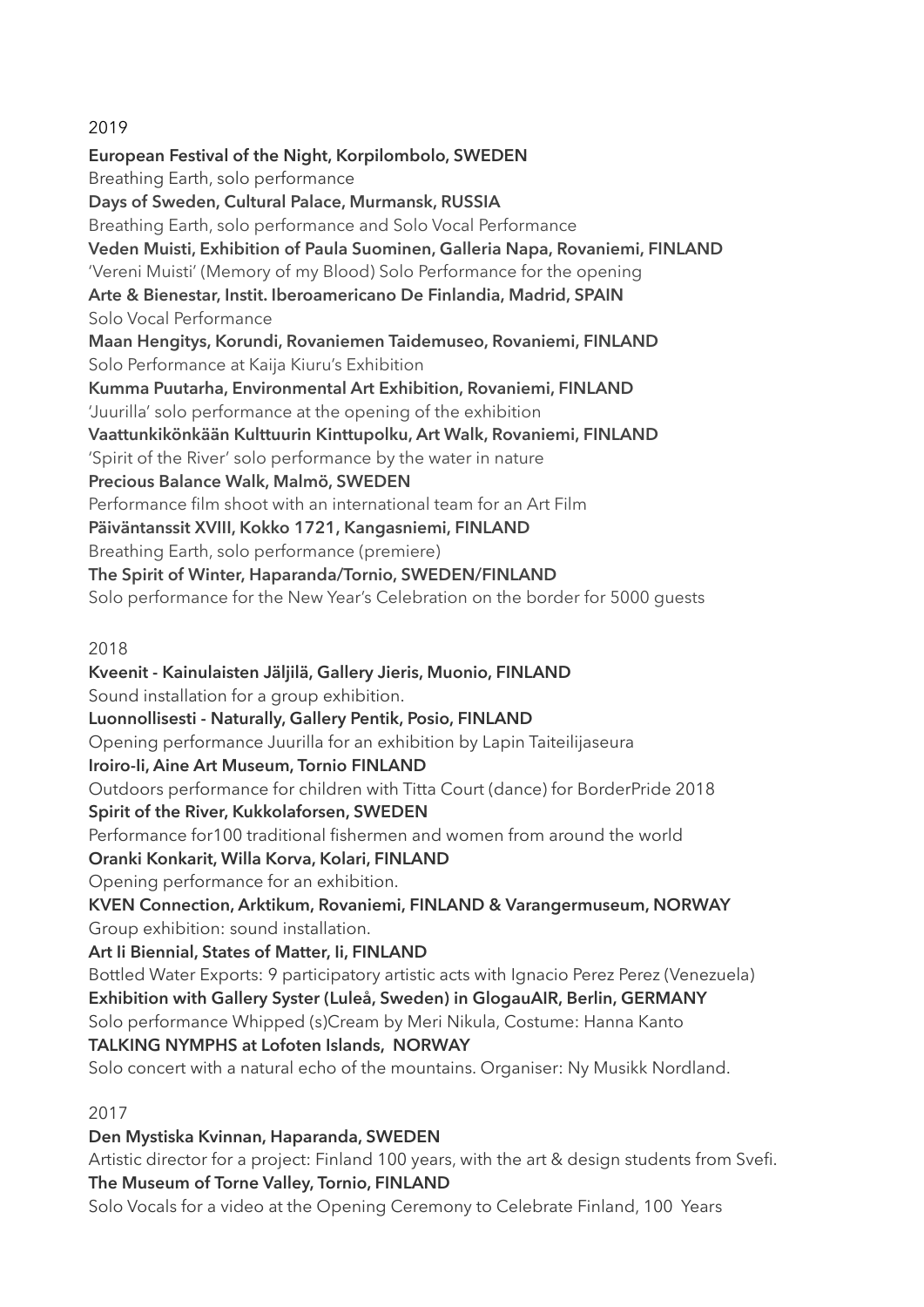2019

**European Festival of the Night, Korpilombolo, SWEDEN**
Breathing Earth, solo performance
**Days of Sweden, Cultural Palace, Murmansk, RUSSIA**
Breathing Earth, solo performance and Solo Vocal Performance
**Veden Muisti, Exhibition of Paula Suominen, Galleria Napa, Rovaniemi, FINLAND**
'Vereni Muisti' (Memory of my Blood) Solo Performance for the opening
**Arte & Bienestar, Instit. Iberoamericano De Finlandia, Madrid, SPAIN**
Solo Vocal Performance
**Maan Hengitys, Korundi, Rovaniemen Taidemuseo, Rovaniemi, FINLAND**
Solo Performance at Kaija Kiuru's Exhibition
**Kumma Puutarha, Environmental Art Exhibition, Rovaniemi, FINLAND**
'Juurilla' solo performance at the opening of the exhibition
**Vaattunkikönkään Kulttuurin Kinttupolku, Art Walk, Rovaniemi, FINLAND**
'Spirit of the River' solo performance by the water in nature
**Precious Balance Walk, Malmö, SWEDEN**
Performance film shoot with an international team for an Art Film
**Päiväntanssit XVIII, Kokko 1721, Kangasniemi, FINLAND**
Breathing Earth, solo performance (premiere)
**The Spirit of Winter, Haparanda/Tornio, SWEDEN/FINLAND**
Solo performance for the New Year's Celebration on the border for 5000 guests

2018

**Kveenit - Kainulaisten Jäljilä, Gallery Jieris, Muonio, FINLAND**
Sound installation for a group exhibition.
**Luonnollisesti - Naturally, Gallery Pentik, Posio, FINLAND**
Opening performance Juurilla for an exhibition by Lapin Taiteilijaseura
**Iroiro-Ii, Aine Art Museum, Tornio FINLAND**
Outdoors performance for children with Titta Court (dance) for BorderPride 2018
**Spirit of the River, Kukkolaforsen, SWEDEN**
Performance for100 traditional fishermen and women from around the world
**Oranki Konkarit, Willa Korva, Kolari, FINLAND**
Opening performance for an exhibition.
**KVEN Connection, Arktikum, Rovaniemi, FINLAND & Varangermuseum, NORWAY**
Group exhibition: sound installation.
**Art Ii Biennial, States of Matter, Ii, FINLAND**
Bottled Water Exports: 9 participatory artistic acts with Ignacio Perez Perez (Venezuela)
**Exhibition with Gallery Syster (Luleå, Sweden) in GlogauAIR, Berlin, GERMANY**
Solo performance Whipped (s)Cream by Meri Nikula, Costume: Hanna Kanto
**TALKING NYMPHS at Lofoten Islands, NORWAY**
Solo concert with a natural echo of the mountains. Organiser: Ny Musikk Nordland.

2017

**Den Mystiska Kvinnan, Haparanda, SWEDEN**
Artistic director for a project: Finland 100 years, with the art & design students from Svefi.
**The Museum of Torne Valley, Tornio, FINLAND**
Solo Vocals for a video at the Opening Ceremony to Celebrate Finland, 100 Years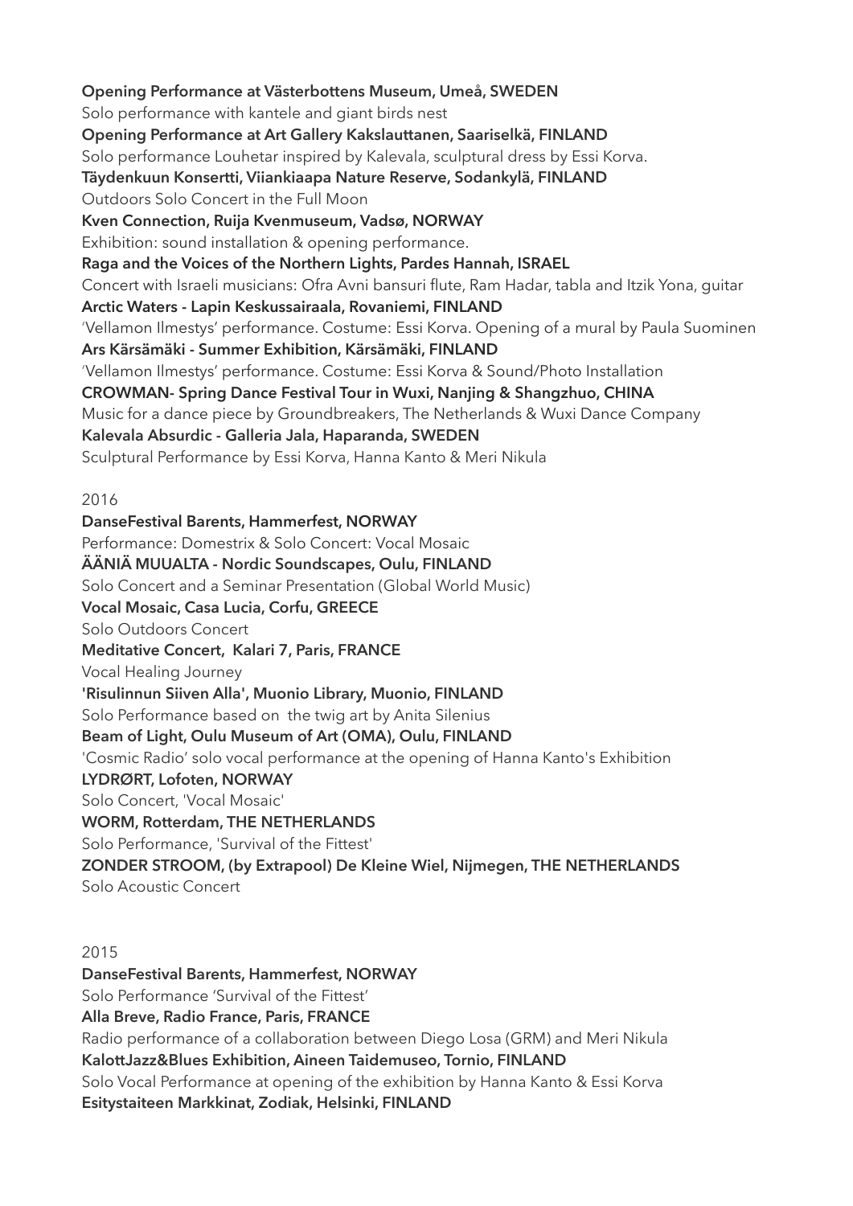**Opening Performance at Västerbottens Museum, Umeå, SWEDEN**
Solo performance with kantele and giant birds nest
**Opening Performance at Art Gallery Kakslauttanen, Saariselkä, FINLAND**
Solo performance Louhetar inspired by Kalevala, sculptural dress by Essi Korva.
**Täydenkuun Konsertti, Viiankiaapa Nature Reserve, Sodankylä, FINLAND**
Outdoors Solo Concert in the Full Moon
**Kven Connection, Ruija Kvenmuseum, Vadsø, NORWAY**
Exhibition: sound installation & opening performance.
**Raga and the Voices of the Northern Lights, Pardes Hannah, ISRAEL**
Concert with Israeli musicians: Ofra Avni bansuri flute, Ram Hadar, tabla and Itzik Yona, guitar
**Arctic Waters - Lapin Keskussairaala, Rovaniemi, FINLAND**
'Vellamon Ilmestys' performance. Costume: Essi Korva. Opening of a mural by Paula Suominen
**Ars Kärsämäki - Summer Exhibition, Kärsämäki, FINLAND**
'Vellamon Ilmestys' performance. Costume: Essi Korva & Sound/Photo Installation
**CROWMAN- Spring Dance Festival Tour in Wuxi, Nanjing & Shangzhuo, CHINA**
Music for a dance piece by Groundbreakers, The Netherlands & Wuxi Dance Company
**Kalevala Absurdic - Galleria Jala, Haparanda, SWEDEN**
Sculptural Performance by Essi Korva, Hanna Kanto & Meri Nikula

2016

**DanseFestival Barents, Hammerfest, NORWAY**
Performance: Domestrix & Solo Concert: Vocal Mosaic
**ÄÄNIÄ MUUALTA - Nordic Soundscapes, Oulu, FINLAND**
Solo Concert and a Seminar Presentation (Global World Music)
**Vocal Mosaic, Casa Lucia, Corfu, GREECE**
Solo Outdoors Concert
**Meditative Concert, Kalari 7, Paris, FRANCE**
Vocal Healing Journey
**'Risulinnun Siiven Alla', Muonio Library, Muonio, FINLAND**
Solo Performance based on the twig art by Anita Silenius
**Beam of Light, Oulu Museum of Art (OMA), Oulu, FINLAND**
'Cosmic Radio' solo vocal performance at the opening of Hanna Kanto's Exhibition
**LYDRØRT, Lofoten, NORWAY**
Solo Concert, 'Vocal Mosaic'
**WORM, Rotterdam, THE NETHERLANDS**
Solo Performance, 'Survival of the Fittest'
**ZONDER STROOM, (by Extrapool) De Kleine Wiel, Nijmegen, THE NETHERLANDS**
Solo Acoustic Concert

2015

**DanseFestival Barents, Hammerfest, NORWAY**
Solo Performance 'Survival of the Fittest'
**Alla Breve, Radio France, Paris, FRANCE**
Radio performance of a collaboration between Diego Losa (GRM) and Meri Nikula
**KalottJazz&Blues Exhibition, Aineen Taidemuseo, Tornio, FINLAND**
Solo Vocal Performance at opening of the exhibition by Hanna Kanto & Essi Korva
**Esitystaiteen Markkinat, Zodiak, Helsinki, FINLAND**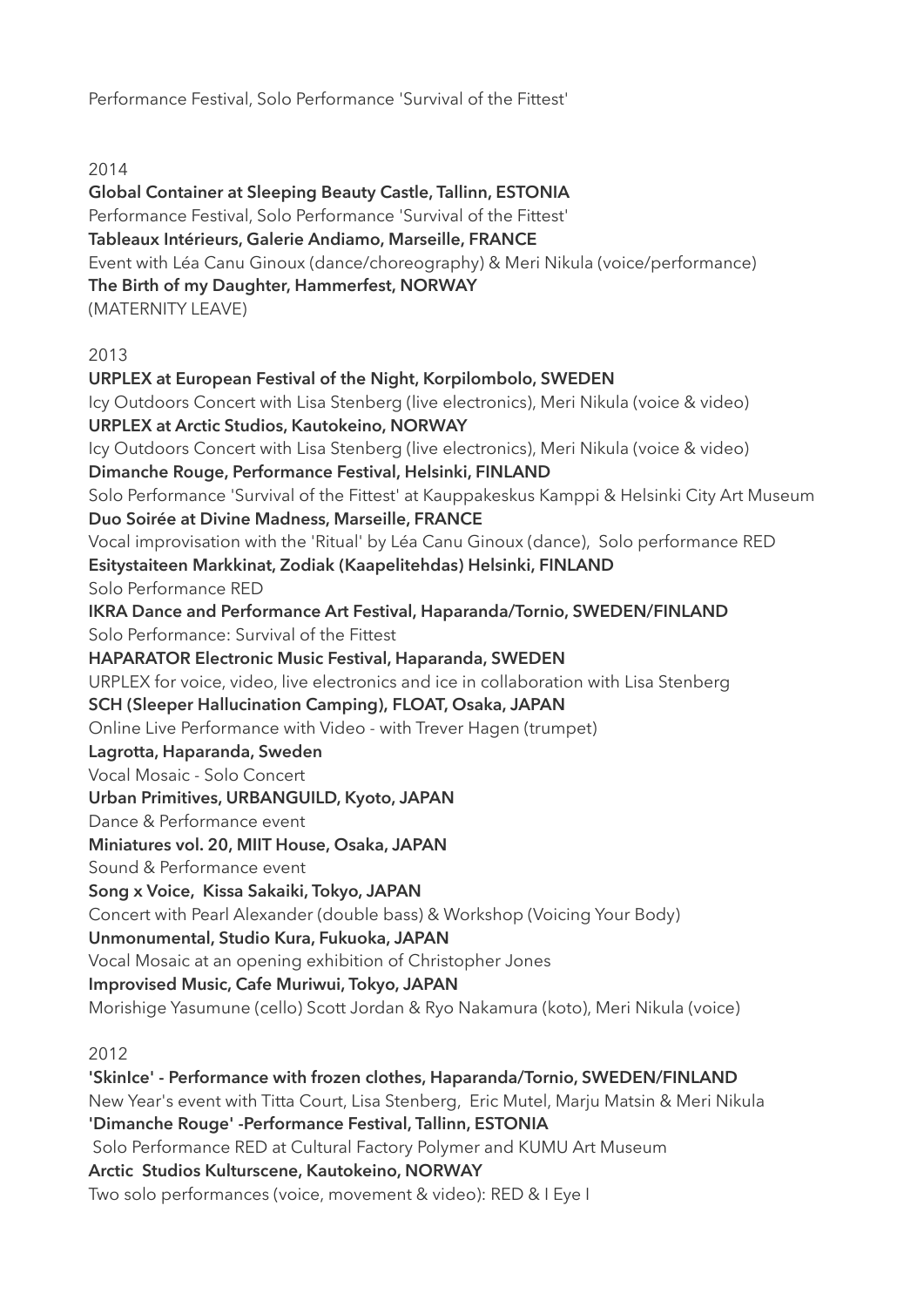Performance Festival, Solo Performance 'Survival of the Fittest'

2014

**Global Container at Sleeping Beauty Castle, Tallinn, ESTONIA**
Performance Festival, Solo Performance 'Survival of the Fittest'
**Tableaux Intérieurs, Galerie Andiamo, Marseille, FRANCE**
Event with Léa Canu Ginoux (dance/choreography) & Meri Nikula (voice/performance)
**The Birth of my Daughter, Hammerfest, NORWAY**
(MATERNITY LEAVE)

2013

**URPLEX at European Festival of the Night, Korpilombolo, SWEDEN**
Icy Outdoors Concert with Lisa Stenberg (live electronics), Meri Nikula (voice & video)
**URPLEX at Arctic Studios, Kautokeino, NORWAY**
Icy Outdoors Concert with Lisa Stenberg (live electronics), Meri Nikula (voice & video)
**Dimanche Rouge, Performance Festival, Helsinki, FINLAND**
Solo Performance 'Survival of the Fittest' at Kauppakeskus Kamppi & Helsinki City Art Museum
**Duo Soirée at Divine Madness, Marseille, FRANCE**
Vocal improvisation with the 'Ritual' by Léa Canu Ginoux (dance), Solo performance RED
**Esitystaiteen Markkinat, Zodiak (Kaapelitehdas) Helsinki, FINLAND**
Solo Performance RED
**IKRA Dance and Performance Art Festival, Haparanda/Tornio, SWEDEN/FINLAND**
Solo Performance: Survival of the Fittest
**HAPARATOR Electronic Music Festival, Haparanda, SWEDEN**
URPLEX for voice, video, live electronics and ice in collaboration with Lisa Stenberg
**SCH (Sleeper Hallucination Camping), FLOAT, Osaka, JAPAN**
Online Live Performance with Video - with Trever Hagen (trumpet)
**Lagrotta, Haparanda, Sweden**
Vocal Mosaic - Solo Concert
**Urban Primitives, URBANGUILD, Kyoto, JAPAN**
Dance & Performance event
**Miniatures vol. 20, MIIT House, Osaka, JAPAN**
Sound & Performance event
**Song x Voice, Kissa Sakaiki, Tokyo, JAPAN**
Concert with Pearl Alexander (double bass) & Workshop (Voicing Your Body)
**Unmonumental, Studio Kura, Fukuoka, JAPAN**
Vocal Mosaic at an opening exhibition of Christopher Jones
**Improvised Music, Cafe Muriwui, Tokyo, JAPAN**
Morishige Yasumune (cello) Scott Jordan & Ryo Nakamura (koto), Meri Nikula (voice)

2012

**'SkinIce' - Performance with frozen clothes, Haparanda/Tornio, SWEDEN/FINLAND**
New Year's event with Titta Court, Lisa Stenberg, Eric Mutel, Marju Matsin & Meri Nikula
**'Dimanche Rouge' -Performance Festival, Tallinn, ESTONIA**
Solo Performance RED at Cultural Factory Polymer and KUMU Art Museum
**Arctic Studios Kulturscene, Kautokeino, NORWAY**
Two solo performances (voice, movement & video): RED & I Eye I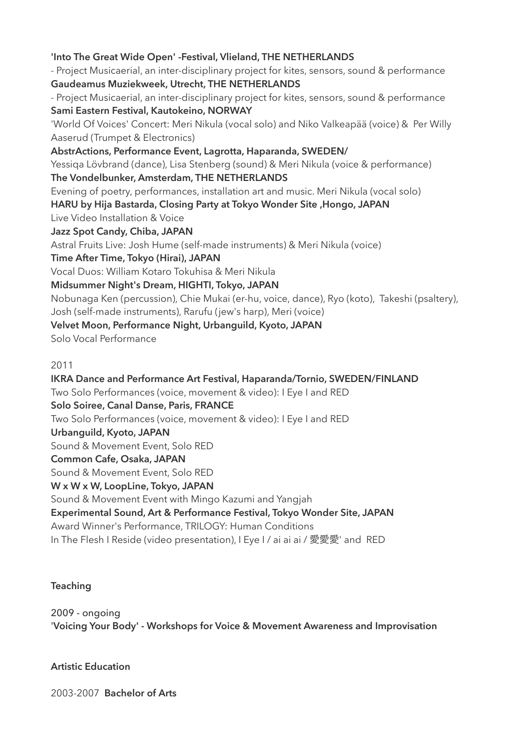**'Into The Great Wide Open' -Festival, Vlieland, THE NETHERLANDS**
- Project Musicaerial, an inter-disciplinary project for kites, sensors, sound & performance

**Gaudeamus Muziekweek, Utrecht, THE NETHERLANDS**
- Project Musicaerial, an inter-disciplinary project for kites, sensors, sound & performance

**Sami Eastern Festival, Kautokeino, NORWAY**
'World Of Voices' Concert: Meri Nikula (vocal solo) and Niko Valkeapää (voice) & Per Willy Aaserud (Trumpet & Electronics)

**AbstrActions, Performance Event, Lagrotta, Haparanda, SWEDEN/**
Yessiqa Lövbrand (dance), Lisa Stenberg (sound) & Meri Nikula (voice & performance)

**The Vondelbunker, Amsterdam, THE NETHERLANDS**
Evening of poetry, performances, installation art and music. Meri Nikula (vocal solo)

**HARU by Hija Bastarda, Closing Party at Tokyo Wonder Site ,Hongo, JAPAN**
Live Video Installation & Voice

**Jazz Spot Candy, Chiba, JAPAN**
Astral Fruits Live: Josh Hume (self-made instruments) & Meri Nikula (voice)

**Time After Time, Tokyo (Hirai), JAPAN**
Vocal Duos: William Kotaro Tokuhisa & Meri Nikula

**Midsummer Night's Dream, HIGHTI, Tokyo, JAPAN**
Nobunaga Ken (percussion), Chie Mukai (er-hu, voice, dance), Ryo (koto), Takeshi (psaltery), Josh (self-made instruments), Rarufu (jew's harp), Meri (voice)

**Velvet Moon, Performance Night, Urbanguild, Kyoto, JAPAN**
Solo Vocal Performance

2011

**IKRA Dance and Performance Art Festival, Haparanda/Tornio, SWEDEN/FINLAND**
Two Solo Performances (voice, movement & video): I Eye I and RED

**Solo Soiree, Canal Danse, Paris, FRANCE**
Two Solo Performances (voice, movement & video): I Eye I and RED

**Urbanguild, Kyoto, JAPAN**
Sound & Movement Event, Solo RED

**Common Cafe, Osaka, JAPAN**
Sound & Movement Event, Solo RED

**W x W x W, LoopLine, Tokyo, JAPAN**
Sound & Movement Event with Mingo Kazumi and Yangjah

**Experimental Sound, Art & Performance Festival, Tokyo Wonder Site, JAPAN**
Award Winner's Performance, TRILOGY: Human Conditions
In The Flesh I Reside (video presentation), I Eye I / ai ai ai / 愛愛愛' and RED

**Teaching**

2009 - ongoing
**'Voicing Your Body' - Workshops for Voice & Movement Awareness and Improvisation**

**Artistic Education**

2003-2007 **Bachelor of Arts**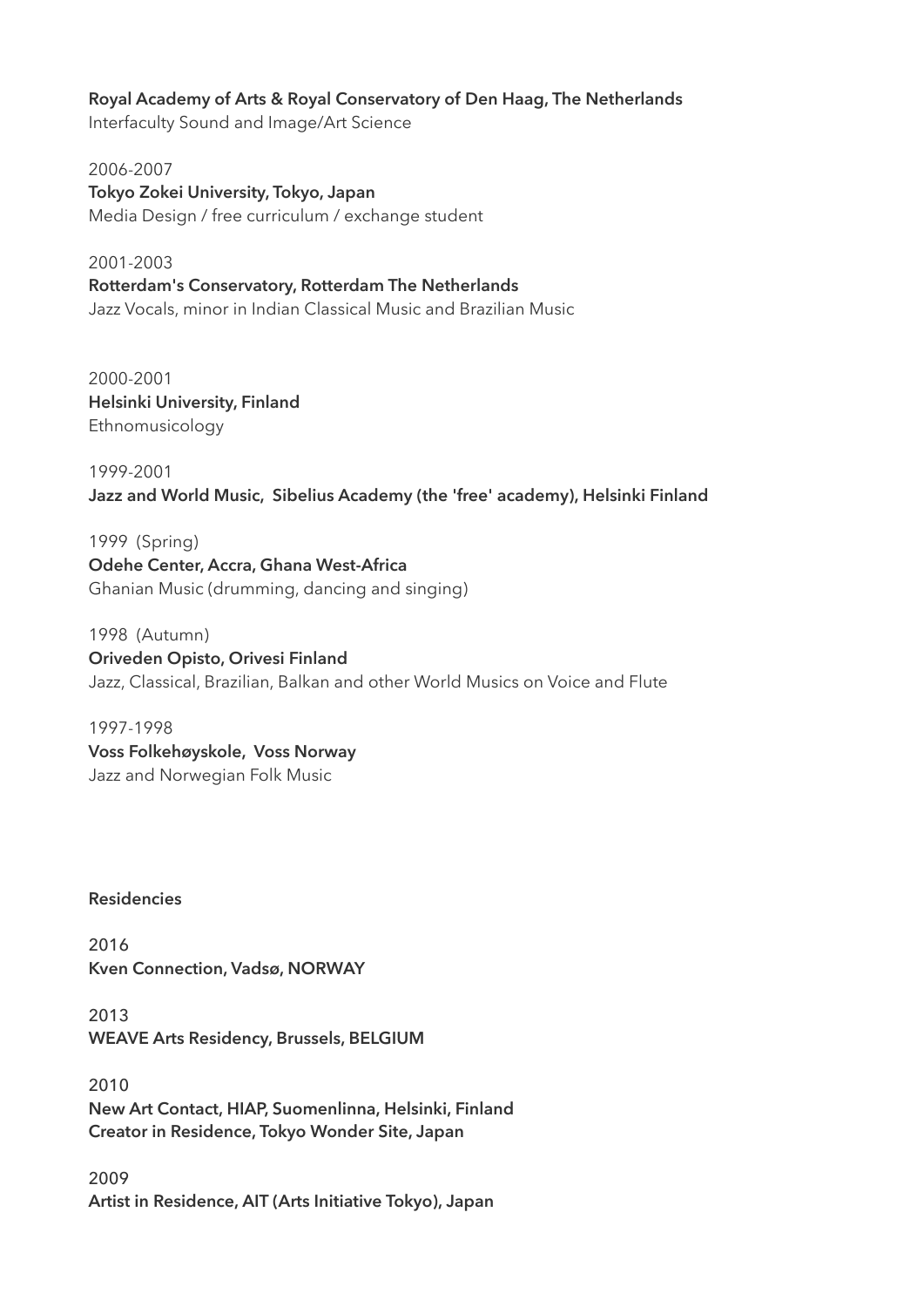**Royal Academy of Arts & Royal Conservatory of Den Haag, The Netherlands**
Interfaculty Sound and Image/Art Science

2006-2007
**Tokyo Zokei University, Tokyo, Japan**
Media Design / free curriculum / exchange student

2001-2003
**Rotterdam's Conservatory, Rotterdam The Netherlands**
Jazz Vocals, minor in Indian Classical Music and Brazilian Music

2000-2001
**Helsinki University, Finland**
Ethnomusicology

1999-2001
**Jazz and World Music, Sibelius Academy (the 'free' academy), Helsinki Finland**

1999 (Spring)
**Odehe Center, Accra, Ghana West-Africa**
Ghanian Music (drumming, dancing and singing)

1998 (Autumn)
**Oriveden Opisto, Orivesi Finland**
Jazz, Classical, Brazilian, Balkan and other World Musics on Voice and Flute

1997-1998
**Voss Folkehøyskole, Voss Norway**
Jazz and Norwegian Folk Music

## Residencies

2016
**Kven Connection, Vadsø, NORWAY**

2013
**WEAVE Arts Residency, Brussels, BELGIUM**

2010
**New Art Contact, HIAP, Suomenlinna, Helsinki, Finland**
**Creator in Residence, Tokyo Wonder Site, Japan**

2009
**Artist in Residence, AIT (Arts Initiative Tokyo), Japan**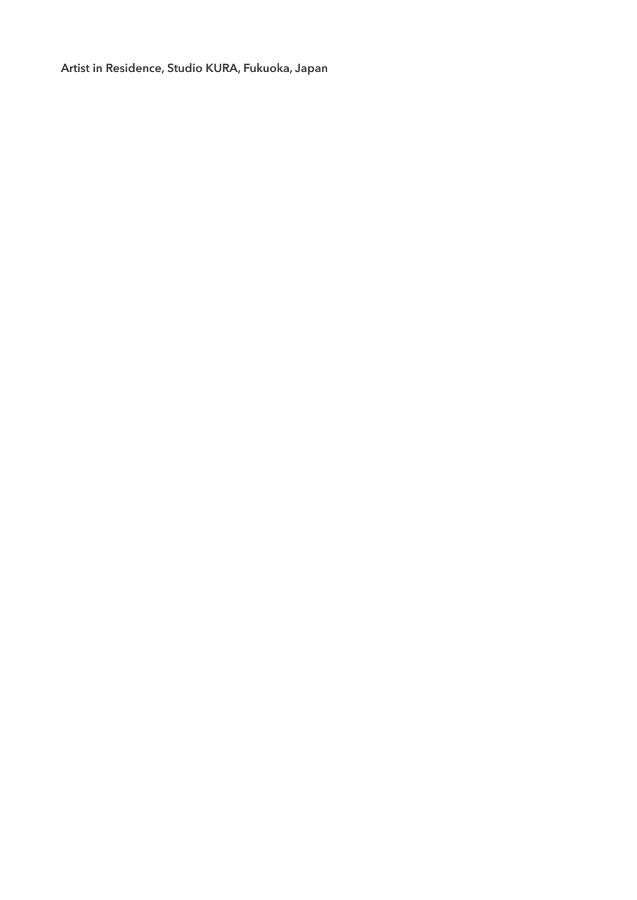**Artist in Residence, Studio KURA, Fukuoka, Japan**